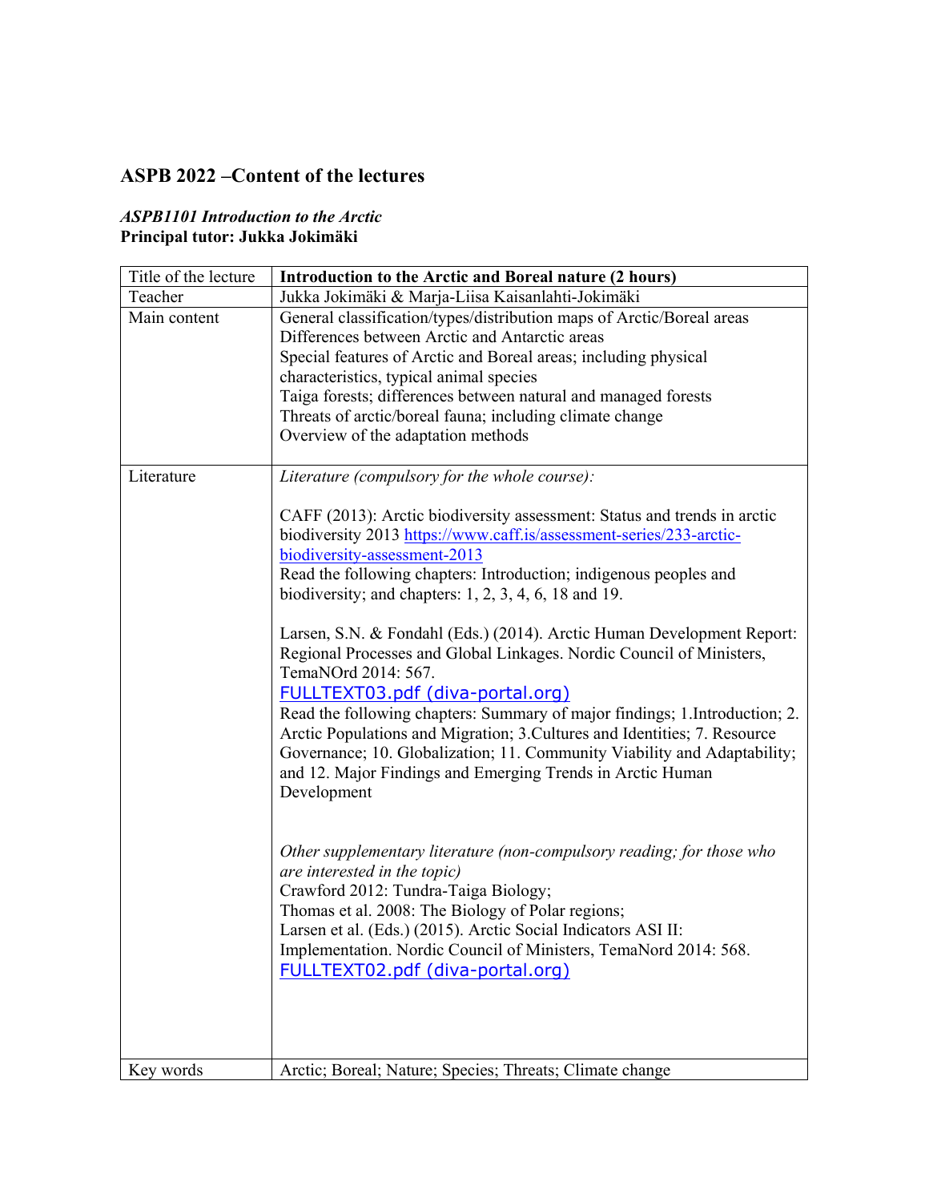## ASPB 2022 –Content of the lectures

***ASPB1101 Introduction to the Arctic***
**Principal tutor: Jukka Jokimäki**

| Title of the lecture | **Introduction to the Arctic and Boreal nature (2 hours)** |
|---|---|
| Teacher | Jukka Jokimäki & Marja-Liisa Kaisanlahti-Jokimäki |
| Main content | General classification/types/distribution maps of Arctic/Boreal areas<br>Differences between Arctic and Antarctic areas<br>Special features of Arctic and Boreal areas; including physical characteristics, typical animal species<br>Taiga forests; differences between natural and managed forests<br>Threats of arctic/boreal fauna; including climate change<br>Overview of the adaptation methods |
| Literature | *Literature (compulsory for the whole course):*<br><br>CAFF (2013): Arctic biodiversity assessment: Status and trends in arctic biodiversity 2013 https://www.caff.is/assessment-series/233-arctic-biodiversity-assessment-2013<br>Read the following chapters: Introduction; indigenous peoples and biodiversity; and chapters: 1, 2, 3, 4, 6, 18 and 19.<br><br>Larsen, S.N. & Fondahl (Eds.) (2014). Arctic Human Development Report: Regional Processes and Global Linkages. Nordic Council of Ministers, TemaNOrd 2014: 567.<br>FULLTEXT03.pdf (diva-portal.org)<br>Read the following chapters: Summary of major findings; 1.Introduction; 2. Arctic Populations and Migration; 3.Cultures and Identities; 7. Resource Governance; 10. Globalization; 11. Community Viability and Adaptability; and 12. Major Findings and Emerging Trends in Arctic Human Development<br><br>*Other supplementary literature (non-compulsory reading; for those who are interested in the topic)*<br>Crawford 2012: Tundra-Taiga Biology;<br>Thomas et al. 2008: The Biology of Polar regions;<br>Larsen et al. (Eds.) (2015). Arctic Social Indicators ASI II: Implementation. Nordic Council of Ministers, TemaNord 2014: 568.<br>FULLTEXT02.pdf (diva-portal.org) |
| Key words | Arctic; Boreal; Nature; Species; Threats; Climate change |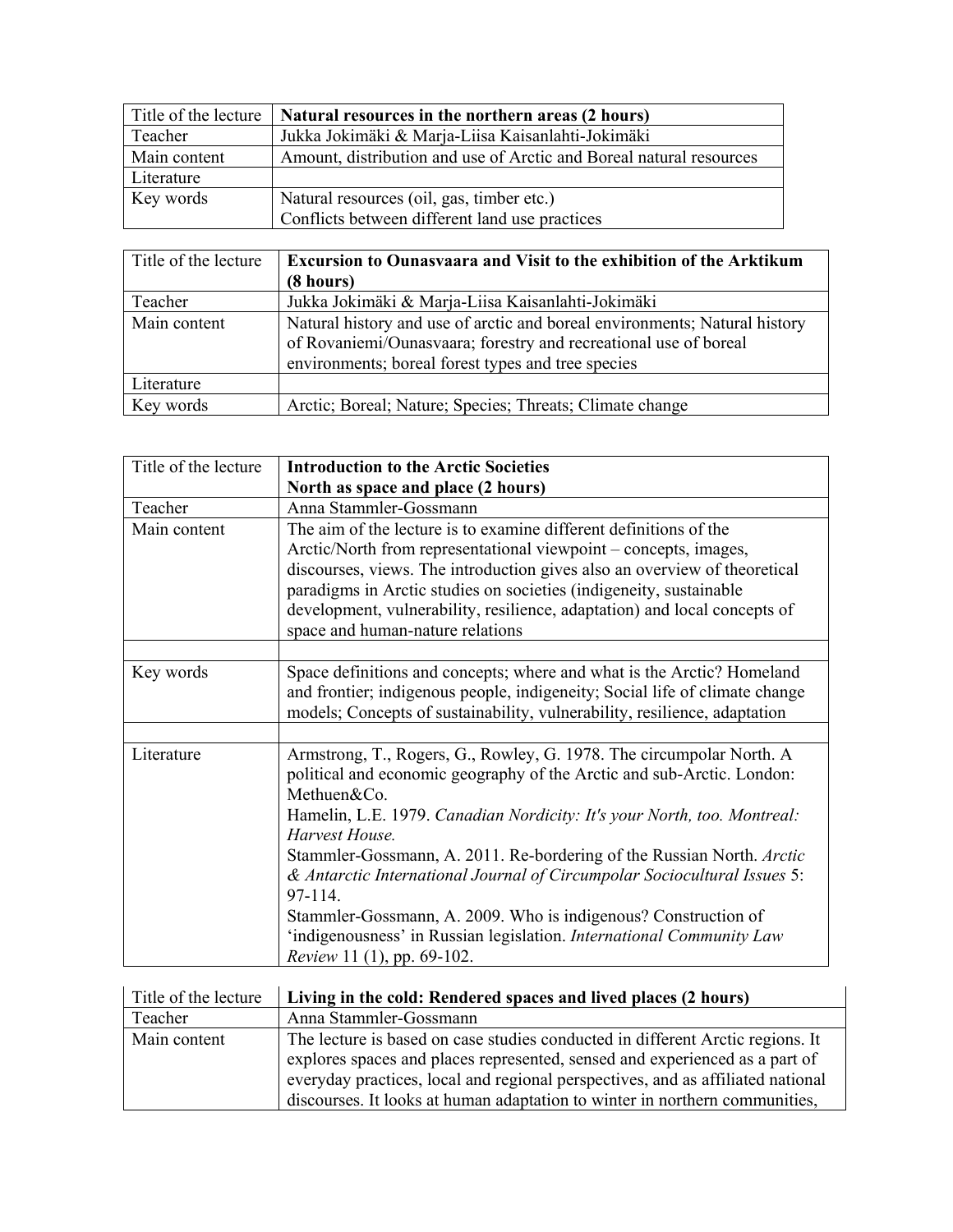| Title of the lecture | **Natural resources in the northern areas (2 hours)** |
| --- | --- |
| Teacher | Jukka Jokimäki & Marja-Liisa Kaisanlahti-Jokimäki |
| Main content | Amount, distribution and use of Arctic and Boreal natural resources |
| Literature | |
| Key words | Natural resources (oil, gas, timber etc.)<br>Conflicts between different land use practices |

| Title of the lecture | **Excursion to Ounasvaara and Visit to the exhibition of the Arktikum (8 hours)** |
| --- | --- |
| Teacher | Jukka Jokimäki & Marja-Liisa Kaisanlahti-Jokimäki |
| Main content | Natural history and use of arctic and boreal environments; Natural history of Rovaniemi/Ounasvaara; forestry and recreational use of boreal environments; boreal forest types and tree species |
| Literature | |
| Key words | Arctic; Boreal; Nature; Species; Threats; Climate change |

| Title of the lecture | **Introduction to the Arctic Societies**<br>**North as space and place (2 hours)** |
| --- | --- |
| Teacher | Anna Stammler-Gossmann |
| Main content | The aim of the lecture is to examine different definitions of the Arctic/North from representational viewpoint – concepts, images, discourses, views. The introduction gives also an overview of theoretical paradigms in Arctic studies on societies (indigeneity, sustainable development, vulnerability, resilience, adaptation) and local concepts of space and human-nature relations |
| | |
| Key words | Space definitions and concepts; where and what is the Arctic? Homeland and frontier; indigenous people, indigeneity; Social life of climate change models; Concepts of sustainability, vulnerability, resilience, adaptation |
| | |
| Literature | Armstrong, T., Rogers, G., Rowley, G. 1978. The circumpolar North. A political and economic geography of the Arctic and sub-Arctic. London: Methuen&Co.<br>Hamelin, L.E. 1979. *Canadian Nordicity: It's your North, too. Montreal: Harvest House.*<br>Stammler-Gossmann, A. 2011. Re-bordering of the Russian North. *Arctic & Antarctic International Journal of Circumpolar Sociocultural Issues* 5: 97-114.<br>Stammler-Gossmann, A. 2009. Who is indigenous? Construction of 'indigenousness' in Russian legislation. *International Community Law Review* 11 (1), pp. 69-102. |

| Title of the lecture | **Living in the cold: Rendered spaces and lived places (2 hours)** |
| --- | --- |
| Teacher | Anna Stammler-Gossmann |
| Main content | The lecture is based on case studies conducted in different Arctic regions. It explores spaces and places represented, sensed and experienced as a part of everyday practices, local and regional perspectives, and as affiliated national discourses. It looks at human adaptation to winter in northern communities, |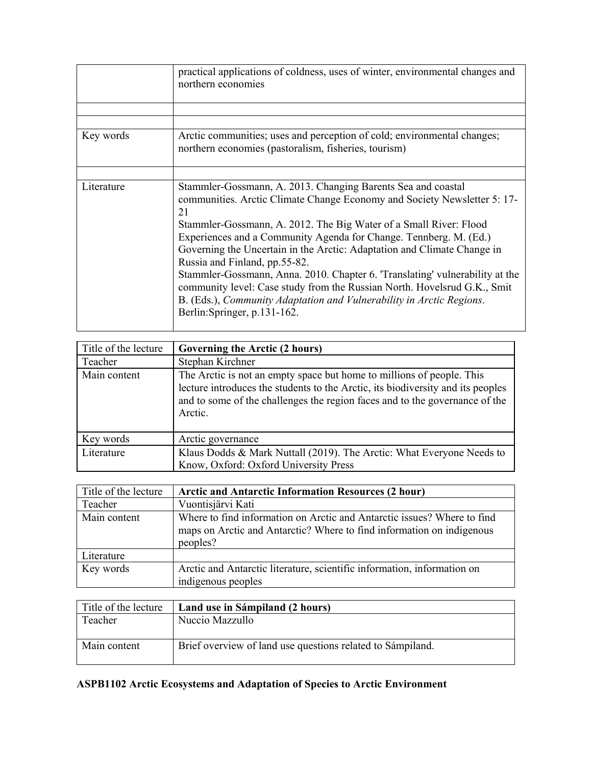|  | practical applications of coldness, uses of winter, environmental changes and northern economies |
| --- | --- |
|  |  |
|  |  |
| Key words | Arctic communities; uses and perception of cold; environmental changes; northern economies (pastoralism, fisheries, tourism) |
|  |  |
| Literature | Stammler-Gossmann, A. 2013. Changing Barents Sea and coastal communities. Arctic Climate Change Economy and Society Newsletter 5: 17-21<br>Stammler-Gossmann, A. 2012. The Big Water of a Small River: Flood Experiences and a Community Agenda for Change. Tennberg. M. (Ed.) Governing the Uncertain in the Arctic: Adaptation and Climate Change in Russia and Finland, pp.55-82.<br>Stammler-Gossmann, Anna. 2010. Chapter 6. 'Translating' vulnerability at the community level: Case study from the Russian North. Hovelsrud G.K., Smit B. (Eds.), *Community Adaptation and Vulnerability in Arctic Regions*. Berlin:Springer, p.131-162. |

| Title of the lecture | **Governing the Arctic (2 hours)** |
| --- | --- |
| Teacher | Stephan Kirchner |
| Main content | The Arctic is not an empty space but home to millions of people. This lecture introduces the students to the Arctic, its biodiversity and its peoples and to some of the challenges the region faces and to the governance of the Arctic. |
| Key words | Arctic governance |
| Literature | Klaus Dodds & Mark Nuttall (2019). The Arctic: What Everyone Needs to Know, Oxford: Oxford University Press |

| Title of the lecture | **Arctic and Antarctic Information Resources (2 hour)** |
| --- | --- |
| Teacher | Vuontisjärvi Kati |
| Main content | Where to find information on Arctic and Antarctic issues? Where to find maps on Arctic and Antarctic? Where to find information on indigenous peoples? |
| Literature |  |
| Key words | Arctic and Antarctic literature, scientific information, information on indigenous peoples |

| Title of the lecture | **Land use in Sámpiland (2 hours)** |
| --- | --- |
| Teacher | Nuccio Mazzullo |
| Main content | Brief overview of land use questions related to Sámpiland. |

**ASPB1102 Arctic Ecosystems and Adaptation of Species to Arctic Environment**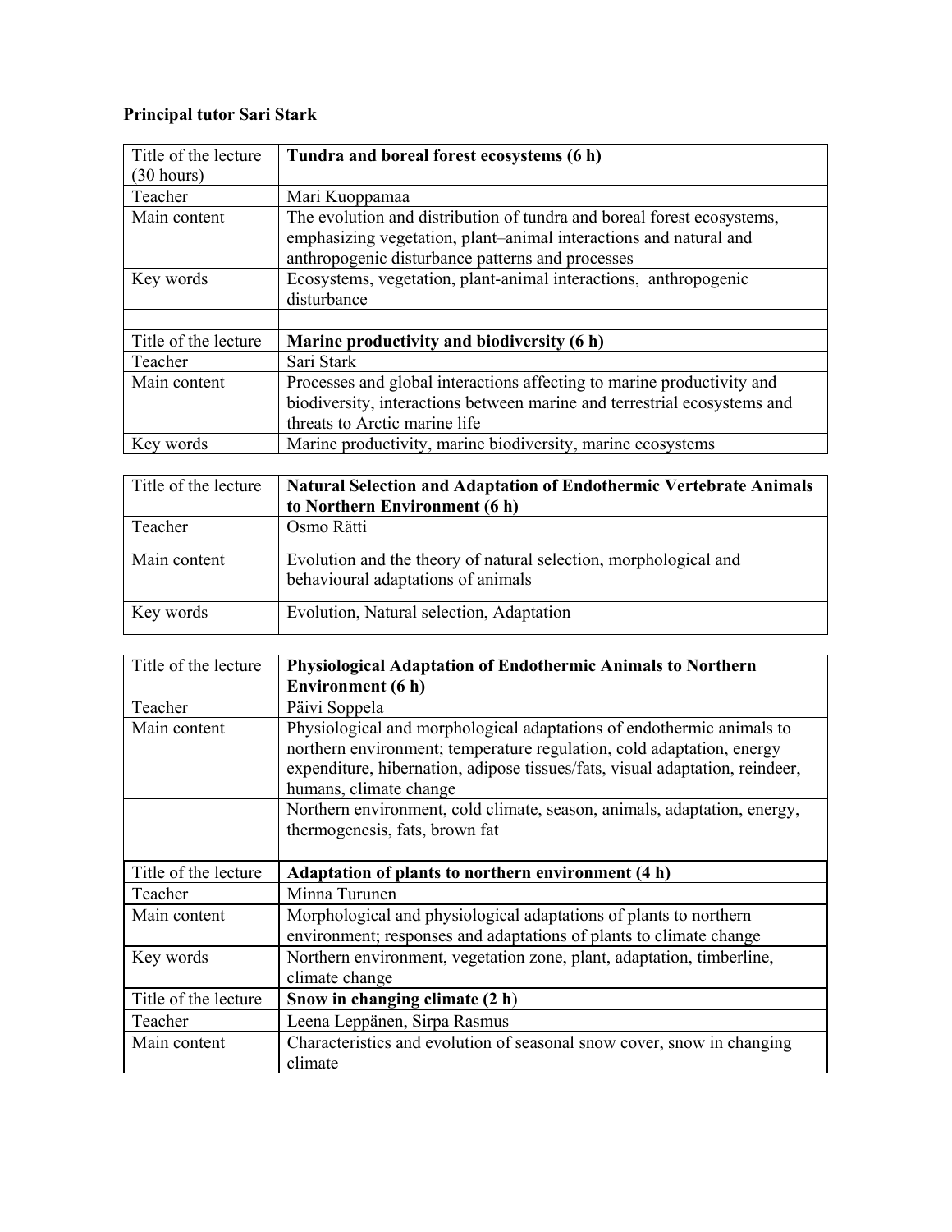**Principal tutor Sari Stark**

| Title of the lecture (30 hours) | **Tundra and boreal forest ecosystems (6 h)** |
|---|---|
| Teacher | Mari Kuoppamaa |
| Main content | The evolution and distribution of tundra and boreal forest ecosystems, emphasizing vegetation, plant–animal interactions and natural and anthropogenic disturbance patterns and processes |
| Key words | Ecosystems, vegetation, plant-animal interactions, anthropogenic disturbance |
| | |
| Title of the lecture | **Marine productivity and biodiversity (6 h)** |
| Teacher | Sari Stark |
| Main content | Processes and global interactions affecting to marine productivity and biodiversity, interactions between marine and terrestrial ecosystems and threats to Arctic marine life |
| Key words | Marine productivity, marine biodiversity, marine ecosystems |

| Title of the lecture | **Natural Selection and Adaptation of Endothermic Vertebrate Animals to Northern Environment (6 h)** |
|---|---|
| Teacher | Osmo Rätti |
| Main content | Evolution and the theory of natural selection, morphological and behavioural adaptations of animals |
| Key words | Evolution, Natural selection, Adaptation |

| Title of the lecture | **Physiological Adaptation of Endothermic Animals to Northern Environment (6 h)** |
|---|---|
| Teacher | Päivi Soppela |
| Main content | Physiological and morphological adaptations of endothermic animals to northern environment; temperature regulation, cold adaptation, energy expenditure, hibernation, adipose tissues/fats, visual adaptation, reindeer, humans, climate change |
| | Northern environment, cold climate, season, animals, adaptation, energy, thermogenesis, fats, brown fat |
| Title of the lecture | **Adaptation of plants to northern environment (4 h)** |
| Teacher | Minna Turunen |
| Main content | Morphological and physiological adaptations of plants to northern environment; responses and adaptations of plants to climate change |
| Key words | Northern environment, vegetation zone, plant, adaptation, timberline, climate change |
| Title of the lecture | **Snow in changing climate (2 h)** |
| Teacher | Leena Leppänen, Sirpa Rasmus |
| Main content | Characteristics and evolution of seasonal snow cover, snow in changing climate |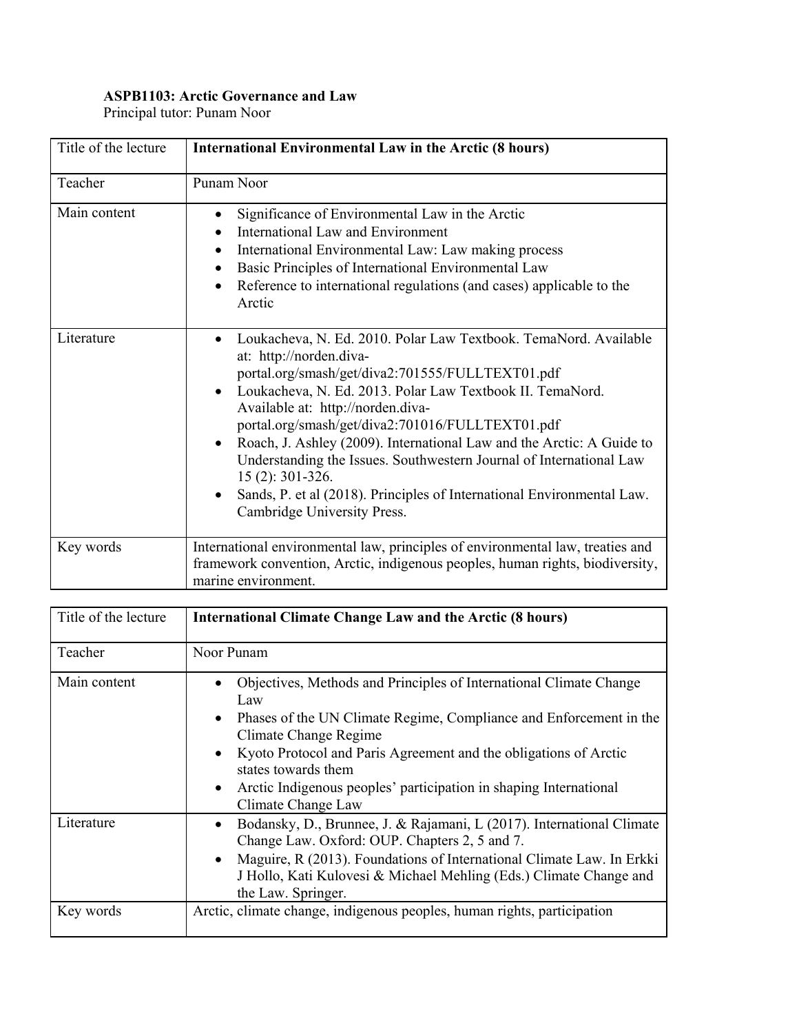**ASPB1103: Arctic Governance and Law**
Principal tutor: Punam Noor

| Title of the lecture | **International Environmental Law in the Arctic (8 hours)** |
| --- | --- |
| Teacher | Punam Noor |
| Main content | • Significance of Environmental Law in the Arctic<br>• International Law and Environment<br>• International Environmental Law: Law making process<br>• Basic Principles of International Environmental Law<br>• Reference to international regulations (and cases) applicable to the Arctic |
| Literature | • Loukacheva, N. Ed. 2010. Polar Law Textbook. TemaNord. Available at: http://norden.diva-portal.org/smash/get/diva2:701555/FULLTEXT01.pdf<br>• Loukacheva, N. Ed. 2013. Polar Law Textbook II. TemaNord. Available at: http://norden.diva-portal.org/smash/get/diva2:701016/FULLTEXT01.pdf<br>• Roach, J. Ashley (2009). International Law and the Arctic: A Guide to Understanding the Issues. Southwestern Journal of International Law 15 (2): 301-326.<br>• Sands, P. et al (2018). Principles of International Environmental Law. Cambridge University Press. |
| Key words | International environmental law, principles of environmental law, treaties and framework convention, Arctic, indigenous peoples, human rights, biodiversity, marine environment. |

| Title of the lecture | **International Climate Change Law and the Arctic (8 hours)** |
| --- | --- |
| Teacher | Noor Punam |
| Main content | • Objectives, Methods and Principles of International Climate Change Law<br>• Phases of the UN Climate Regime, Compliance and Enforcement in the Climate Change Regime<br>• Kyoto Protocol and Paris Agreement and the obligations of Arctic states towards them<br>• Arctic Indigenous peoples' participation in shaping International Climate Change Law |
| Literature | • Bodansky, D., Brunnee, J. & Rajamani, L (2017). International Climate Change Law. Oxford: OUP. Chapters 2, 5 and 7.<br>• Maguire, R (2013). Foundations of International Climate Law. In Erkki J Hollo, Kati Kulovesi & Michael Mehling (Eds.) Climate Change and the Law. Springer. |
| Key words | Arctic, climate change, indigenous peoples, human rights, participation |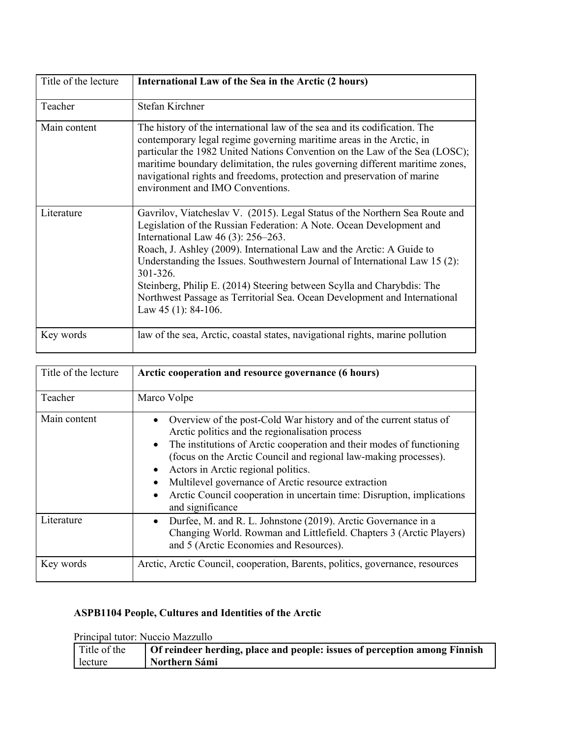| Title of the lecture | **International Law of the Sea in the Arctic (2 hours)** |
|---|---|
| Teacher | Stefan Kirchner |
| Main content | The history of the international law of the sea and its codification. The contemporary legal regime governing maritime areas in the Arctic, in particular the 1982 United Nations Convention on the Law of the Sea (LOSC); maritime boundary delimitation, the rules governing different maritime zones, navigational rights and freedoms, protection and preservation of marine environment and IMO Conventions. |
| Literature | Gavrilov, Viatcheslav V. (2015). Legal Status of the Northern Sea Route and Legislation of the Russian Federation: A Note. Ocean Development and International Law 46 (3): 256–263.<br>Roach, J. Ashley (2009). International Law and the Arctic: A Guide to Understanding the Issues. Southwestern Journal of International Law 15 (2): 301-326.<br>Steinberg, Philip E. (2014) Steering between Scylla and Charybdis: The Northwest Passage as Territorial Sea. Ocean Development and International Law 45 (1): 84-106. |
| Key words | law of the sea, Arctic, coastal states, navigational rights, marine pollution |

| Title of the lecture | **Arctic cooperation and resource governance (6 hours)** |
|---|---|
| Teacher | Marco Volpe |
| Main content | • Overview of the post-Cold War history and of the current status of Arctic politics and the regionalisation process<br>• The institutions of Arctic cooperation and their modes of functioning (focus on the Arctic Council and regional law-making processes).<br>• Actors in Arctic regional politics.<br>• Multilevel governance of Arctic resource extraction<br>• Arctic Council cooperation in uncertain time: Disruption, implications and significance |
| Literature | • Durfee, M. and R. L. Johnstone (2019). Arctic Governance in a Changing World. Rowman and Littlefield. Chapters 3 (Arctic Players) and 5 (Arctic Economies and Resources). |
| Key words | Arctic, Arctic Council, cooperation, Barents, politics, governance, resources |

### ASPB1104 People, Cultures and Identities of the Arctic

Principal tutor: Nuccio Mazzullo

| Title of the lecture | **Of reindeer herding, place and people: issues of perception among Finnish Northern Sámi** |
|---|---|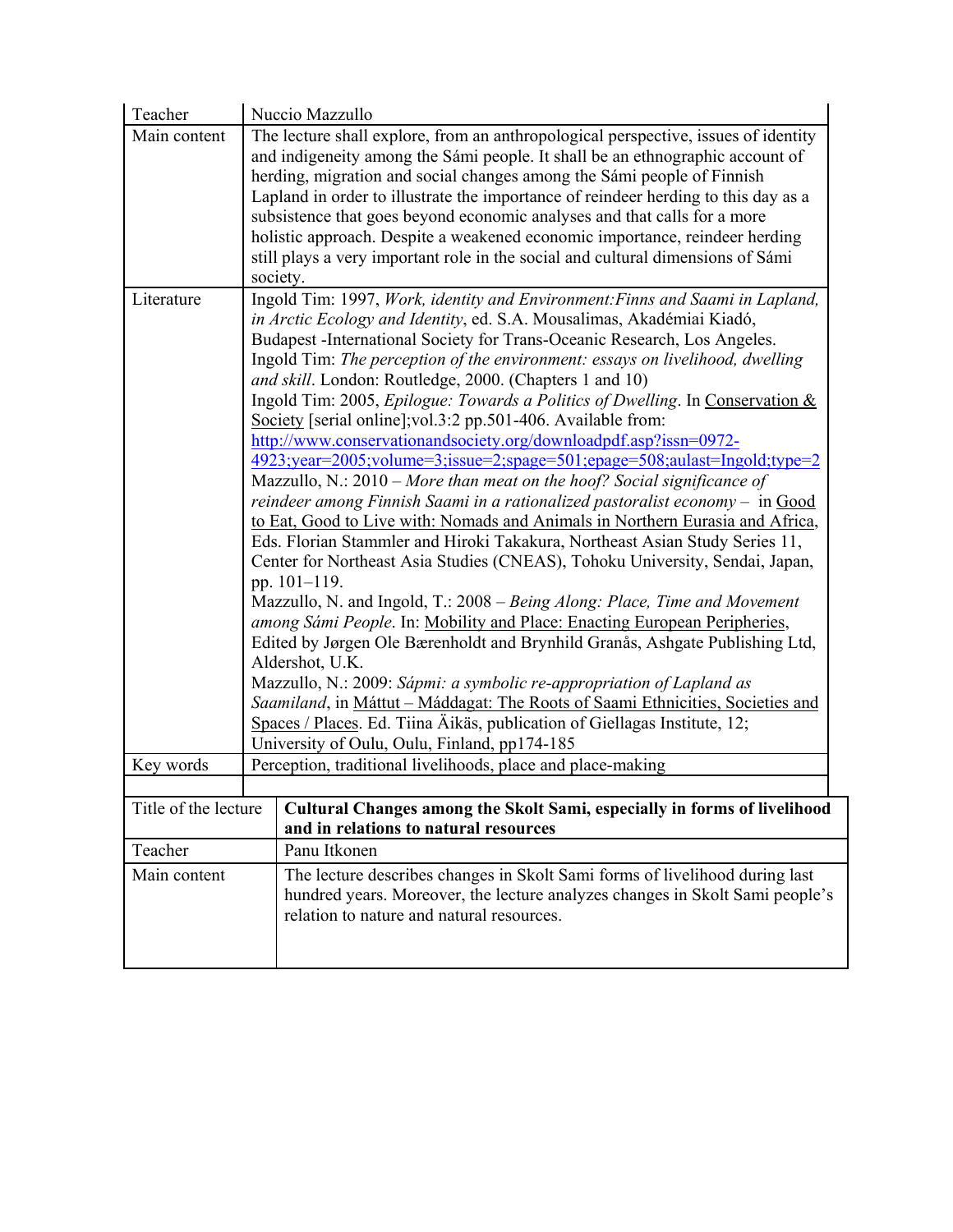| | |
|---|---|
| Teacher | Nuccio Mazzullo |
| Main content | The lecture shall explore, from an anthropological perspective, issues of identity and indigeneity among the Sámi people. It shall be an ethnographic account of herding, migration and social changes among the Sámi people of Finnish Lapland in order to illustrate the importance of reindeer herding to this day as a subsistence that goes beyond economic analyses and that calls for a more holistic approach. Despite a weakened economic importance, reindeer herding still plays a very important role in the social and cultural dimensions of Sámi society. |
| Literature | Ingold Tim: 1997, *Work, identity and Environment:Finns and Saami in Lapland, in Arctic Ecology and Identity*, ed. S.A. Mousalimas, Akadémiai Kiadó, Budapest -International Society for Trans-Oceanic Research, Los Angeles.<br>Ingold Tim: *The perception of the environment: essays on livelihood, dwelling and skill*. London: Routledge, 2000. (Chapters 1 and 10)<br>Ingold Tim: 2005, *Epilogue: Towards a Politics of Dwelling*. In Conservation & Society [serial online];vol.3:2 pp.501-406. Available from: http://www.conservationandsociety.org/downloadpdf.asp?issn=0972-4923;year=2005;volume=3;issue=2;spage=501;epage=508;aulast=Ingold;type=2<br>Mazzullo, N.: 2010 – *More than meat on the hoof? Social significance of reindeer among Finnish Saami in a rationalized pastoralist economy* – in Good to Eat, Good to Live with: Nomads and Animals in Northern Eurasia and Africa, Eds. Florian Stammler and Hiroki Takakura, Northeast Asian Study Series 11, Center for Northeast Asia Studies (CNEAS), Tohoku University, Sendai, Japan, pp. 101–119.<br>Mazzullo, N. and Ingold, T.: 2008 – *Being Along: Place, Time and Movement among Sámi People*. In: Mobility and Place: Enacting European Peripheries, Edited by Jørgen Ole Bærenholdt and Brynhild Granås, Ashgate Publishing Ltd, Aldershot, U.K.<br>Mazzullo, N.: 2009: *Sápmi: a symbolic re-appropriation of Lapland as Saamiland*, in Máttut – Máddagat: The Roots of Saami Ethnicities, Societies and Spaces / Places. Ed. Tiina Äikäs, publication of Giellagas Institute, 12; University of Oulu, Oulu, Finland, pp174-185 |
| Key words | Perception, traditional livelihoods, place and place-making |

| | |
|---|---|
| Title of the lecture | **Cultural Changes among the Skolt Sami, especially in forms of livelihood and in relations to natural resources** |
| Teacher | Panu Itkonen |
| Main content | The lecture describes changes in Skolt Sami forms of livelihood during last hundred years. Moreover, the lecture analyzes changes in Skolt Sami people's relation to nature and natural resources. |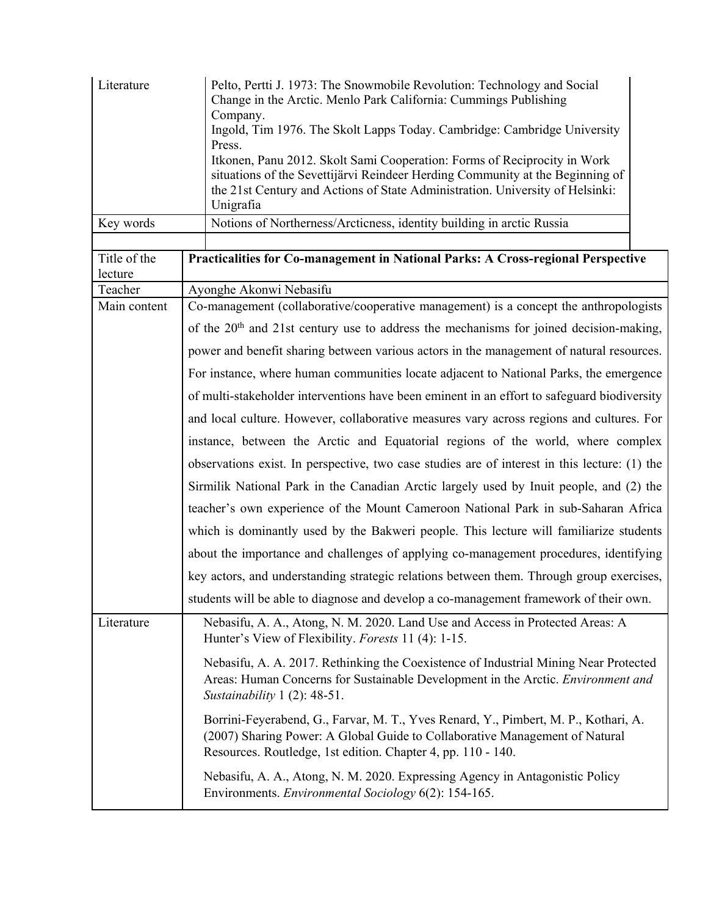| | |
|---|---|
| Literature | Pelto, Pertti J. 1973: The Snowmobile Revolution: Technology and Social Change in the Arctic. Menlo Park California: Cummings Publishing Company.<br>Ingold, Tim 1976. The Skolt Lapps Today. Cambridge: Cambridge University Press.<br>Itkonen, Panu 2012. Skolt Sami Cooperation: Forms of Reciprocity in Work situations of the Sevettijärvi Reindeer Herding Community at the Beginning of the 21st Century and Actions of State Administration. University of Helsinki: Unigrafia |
| Key words | Notions of Northerness/Arcticness, identity building in arctic Russia |

| | |
|---|---|
| Title of the lecture | **Practicalities for Co-management in National Parks: A Cross-regional Perspective** |
| Teacher | Ayonghe Akonwi Nebasifu |
| Main content | Co-management (collaborative/cooperative management) is a concept the anthropologists of the 20th and 21st century use to address the mechanisms for joined decision-making, power and benefit sharing between various actors in the management of natural resources. For instance, where human communities locate adjacent to National Parks, the emergence of multi-stakeholder interventions have been eminent in an effort to safeguard biodiversity and local culture. However, collaborative measures vary across regions and cultures. For instance, between the Arctic and Equatorial regions of the world, where complex observations exist. In perspective, two case studies are of interest in this lecture: (1) the Sirmilik National Park in the Canadian Arctic largely used by Inuit people, and (2) the teacher's own experience of the Mount Cameroon National Park in sub-Saharan Africa which is dominantly used by the Bakweri people. This lecture will familiarize students about the importance and challenges of applying co-management procedures, identifying key actors, and understanding strategic relations between them. Through group exercises, students will be able to diagnose and develop a co-management framework of their own. |
| Literature | Nebasifu, A. A., Atong, N. M. 2020. Land Use and Access in Protected Areas: A Hunter's View of Flexibility. *Forests* 11 (4): 1-15.<br><br>Nebasifu, A. A. 2017. Rethinking the Coexistence of Industrial Mining Near Protected Areas: Human Concerns for Sustainable Development in the Arctic. *Environment and Sustainability* 1 (2): 48-51.<br><br>Borrini-Feyerabend, G., Farvar, M. T., Yves Renard, Y., Pimbert, M. P., Kothari, A. (2007) Sharing Power: A Global Guide to Collaborative Management of Natural Resources. Routledge, 1st edition. Chapter 4, pp. 110 - 140.<br><br>Nebasifu, A. A., Atong, N. M. 2020. Expressing Agency in Antagonistic Policy Environments. *Environmental Sociology* 6(2): 154-165. |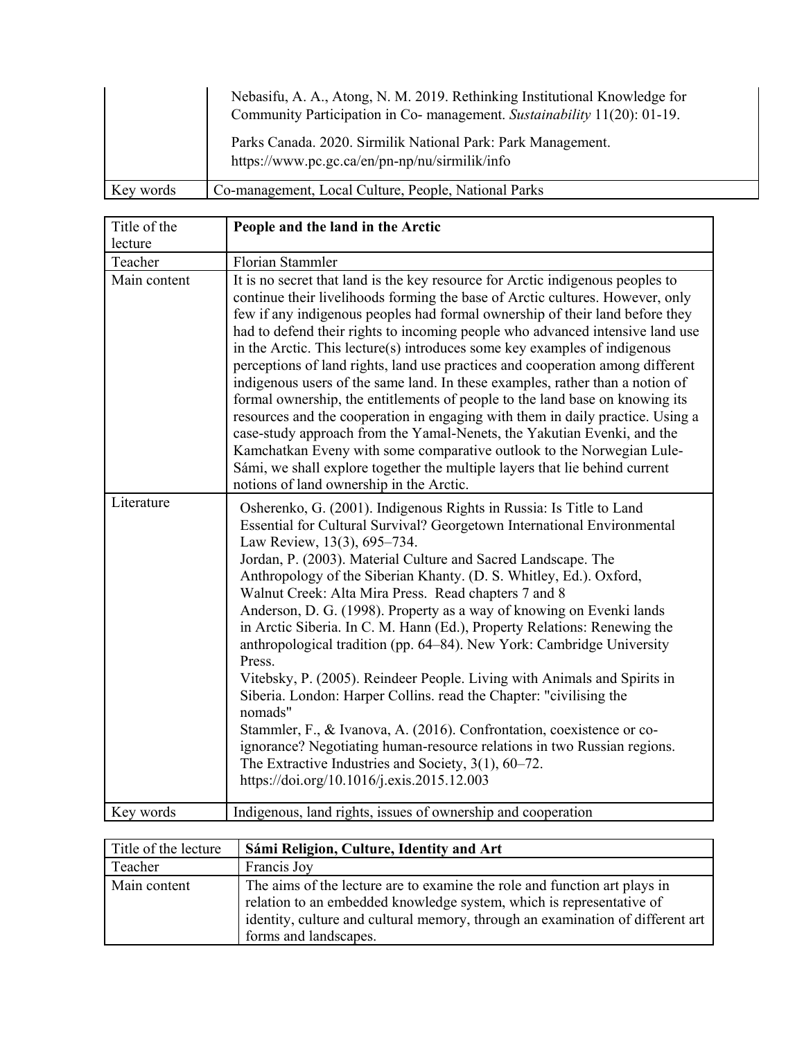| | |
|---|---|
| | Nebasifu, A. A., Atong, N. M. 2019. Rethinking Institutional Knowledge for Community Participation in Co- management. *Sustainability* 11(20): 01-19.<br><br>Parks Canada. 2020. Sirmilik National Park: Park Management. https://www.pc.gc.ca/en/pn-np/nu/sirmilik/info |
| Key words | Co-management, Local Culture, People, National Parks |

| Title of the lecture | **People and the land in the Arctic** |
|---|---|
| Teacher | Florian Stammler |
| Main content | It is no secret that land is the key resource for Arctic indigenous peoples to continue their livelihoods forming the base of Arctic cultures. However, only few if any indigenous peoples had formal ownership of their land before they had to defend their rights to incoming people who advanced intensive land use in the Arctic. This lecture(s) introduces some key examples of indigenous perceptions of land rights, land use practices and cooperation among different indigenous users of the same land. In these examples, rather than a notion of formal ownership, the entitlements of people to the land base on knowing its resources and the cooperation in engaging with them in daily practice. Using a case-study approach from the Yamal-Nenets, the Yakutian Evenki, and the Kamchatkan Eveny with some comparative outlook to the Norwegian Lule-Sámi, we shall explore together the multiple layers that lie behind current notions of land ownership in the Arctic. |
| Literature | Osherenko, G. (2001). Indigenous Rights in Russia: Is Title to Land Essential for Cultural Survival? Georgetown International Environmental Law Review, 13(3), 695–734.<br>Jordan, P. (2003). Material Culture and Sacred Landscape. The Anthropology of the Siberian Khanty. (D. S. Whitley, Ed.). Oxford, Walnut Creek: Alta Mira Press. Read chapters 7 and 8<br>Anderson, D. G. (1998). Property as a way of knowing on Evenki lands in Arctic Siberia. In C. M. Hann (Ed.), Property Relations: Renewing the anthropological tradition (pp. 64–84). New York: Cambridge University Press.<br>Vitebsky, P. (2005). Reindeer People. Living with Animals and Spirits in Siberia. London: Harper Collins. read the Chapter: "civilising the nomads"<br>Stammler, F., & Ivanova, A. (2016). Confrontation, coexistence or co-ignorance? Negotiating human-resource relations in two Russian regions. The Extractive Industries and Society, 3(1), 60–72. https://doi.org/10.1016/j.exis.2015.12.003 |
| Key words | Indigenous, land rights, issues of ownership and cooperation |

| Title of the lecture | **Sámi Religion, Culture, Identity and Art** |
|---|---|
| Teacher | Francis Joy |
| Main content | The aims of the lecture are to examine the role and function art plays in relation to an embedded knowledge system, which is representative of identity, culture and cultural memory, through an examination of different art forms and landscapes. |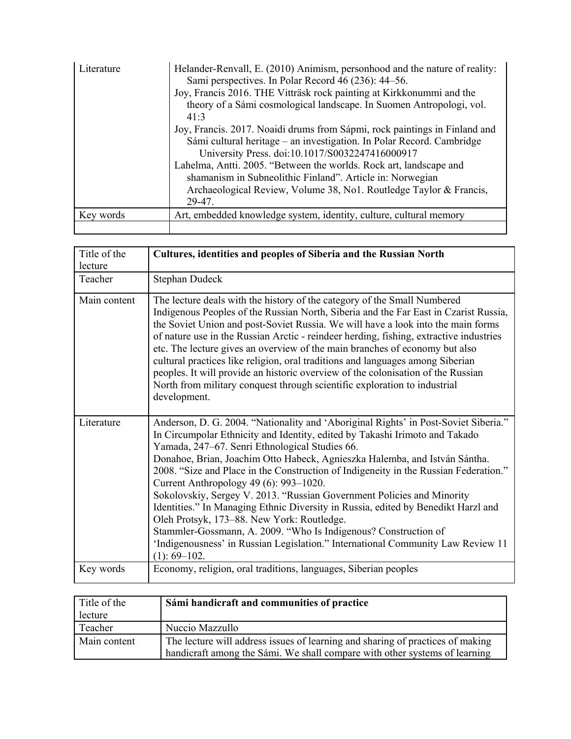| Literature | Helander-Renvall, E. (2010) Animism, personhood and the nature of reality: Sami perspectives. In Polar Record 46 (236): 44–56.<br>Joy, Francis 2016. THE Vitträsk rock painting at Kirkkonummi and the theory of a Sámi cosmological landscape. In Suomen Antropologi, vol. 41:3<br>Joy, Francis. 2017. Noaidi drums from Sápmi, rock paintings in Finland and Sámi cultural heritage – an investigation. In Polar Record. Cambridge University Press. doi:10.1017/S0032247416000917<br>Lahelma, Antti. 2005. "Between the worlds. Rock art, landscape and shamanism in Subneolithic Finland". Article in: Norwegian Archaeological Review, Volume 38, No1. Routledge Taylor & Francis, 29-47. |
|---|---|
| Key words | Art, embedded knowledge system, identity, culture, cultural memory |
| | |

| Title of the lecture | **Cultures, identities and peoples of Siberia and the Russian North** |
|---|---|
| Teacher | Stephan Dudeck |
| Main content | The lecture deals with the history of the category of the Small Numbered Indigenous Peoples of the Russian North, Siberia and the Far East in Czarist Russia, the Soviet Union and post-Soviet Russia. We will have a look into the main forms of nature use in the Russian Arctic - reindeer herding, fishing, extractive industries etc. The lecture gives an overview of the main branches of economy but also cultural practices like religion, oral traditions and languages among Siberian peoples. It will provide an historic overview of the colonisation of the Russian North from military conquest through scientific exploration to industrial development. |
| Literature | Anderson, D. G. 2004. "Nationality and 'Aboriginal Rights' in Post-Soviet Siberia." In Circumpolar Ethnicity and Identity, edited by Takashi Irimoto and Takado Yamada, 247–67. Senri Ethnological Studies 66.<br>Donahoe, Brian, Joachim Otto Habeck, Agnieszka Halemba, and István Sántha. 2008. "Size and Place in the Construction of Indigeneity in the Russian Federation." Current Anthropology 49 (6): 993–1020.<br>Sokolovskiy, Sergey V. 2013. "Russian Government Policies and Minority Identities." In Managing Ethnic Diversity in Russia, edited by Benedikt Harzl and Oleh Protsyk, 173–88. New York: Routledge.<br>Stammler-Gossmann, A. 2009. "Who Is Indigenous? Construction of 'Indigenousness' in Russian Legislation." International Community Law Review 11 (1): 69–102. |
| Key words | Economy, religion, oral traditions, languages, Siberian peoples |

| Title of the lecture | **Sámi handicraft and communities of practice** |
|---|---|
| Teacher | Nuccio Mazzullo |
| Main content | The lecture will address issues of learning and sharing of practices of making handicraft among the Sámi. We shall compare with other systems of learning |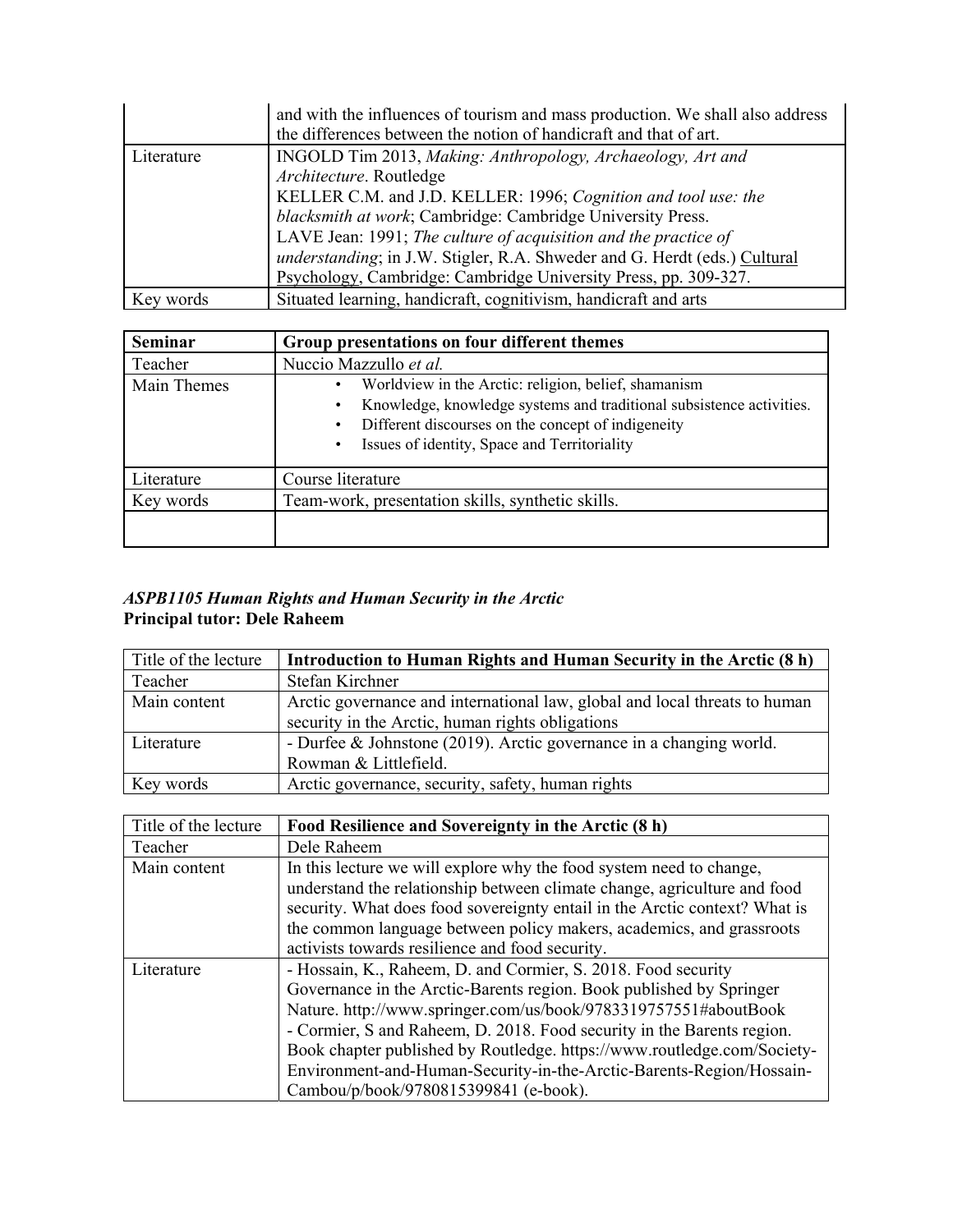| | |
|---|---|
| | and with the influences of tourism and mass production. We shall also address the differences between the notion of handicraft and that of art. |
| Literature | INGOLD Tim 2013, *Making: Anthropology, Archaeology, Art and Architecture*. Routledge<br>KELLER C.M. and J.D. KELLER: 1996; *Cognition and tool use: the blacksmith at work*; Cambridge: Cambridge University Press.<br>LAVE Jean: 1991; *The culture of acquisition and the practice of understanding*; in J.W. Stigler, R.A. Shweder and G. Herdt (eds.) Cultural Psychology, Cambridge: Cambridge University Press, pp. 309-327. |
| Key words | Situated learning, handicraft, cognitivism, handicraft and arts |

| **Seminar** | **Group presentations on four different themes** |
|---|---|
| Teacher | Nuccio Mazzullo *et al.* |
| Main Themes | • Worldview in the Arctic: religion, belief, shamanism<br>• Knowledge, knowledge systems and traditional subsistence activities.<br>• Different discourses on the concept of indigeneity<br>• Issues of identity, Space and Territoriality |
| Literature | Course literature |
| Key words | Team-work, presentation skills, synthetic skills. |
| | |

### *ASPB1105 Human Rights and Human Security in the Arctic*
**Principal tutor: Dele Raheem**

| Title of the lecture | **Introduction to Human Rights and Human Security in the Arctic (8 h)** |
|---|---|
| Teacher | Stefan Kirchner |
| Main content | Arctic governance and international law, global and local threats to human security in the Arctic, human rights obligations |
| Literature | - Durfee & Johnstone (2019). Arctic governance in a changing world. Rowman & Littlefield. |
| Key words | Arctic governance, security, safety, human rights |

| Title of the lecture | **Food Resilience and Sovereignty in the Arctic (8 h)** |
|---|---|
| Teacher | Dele Raheem |
| Main content | In this lecture we will explore why the food system need to change, understand the relationship between climate change, agriculture and food security. What does food sovereignty entail in the Arctic context? What is the common language between policy makers, academics, and grassroots activists towards resilience and food security. |
| Literature | - Hossain, K., Raheem, D. and Cormier, S. 2018. Food security Governance in the Arctic-Barents region. Book published by Springer Nature. http://www.springer.com/us/book/9783319757551#aboutBook<br>- Cormier, S and Raheem, D. 2018. Food security in the Barents region. Book chapter published by Routledge. https://www.routledge.com/Society-Environment-and-Human-Security-in-the-Arctic-Barents-Region/Hossain-Cambou/p/book/9780815399841 (e-book). |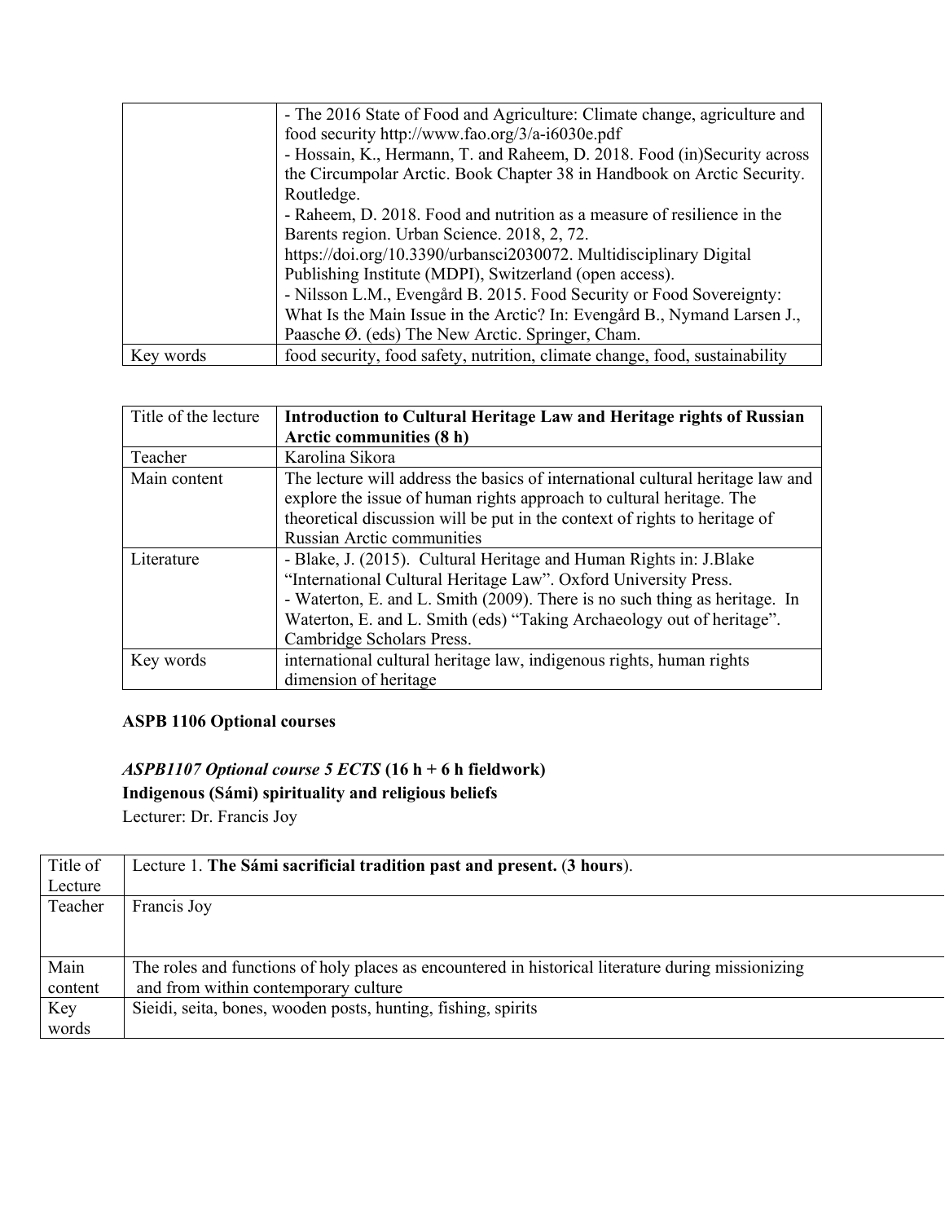| | |
|---|---|
| | - The 2016 State of Food and Agriculture: Climate change, agriculture and food security http://www.fao.org/3/a-i6030e.pdf<br>- Hossain, K., Hermann, T. and Raheem, D. 2018. Food (in)Security across the Circumpolar Arctic. Book Chapter 38 in Handbook on Arctic Security. Routledge.<br>- Raheem, D. 2018. Food and nutrition as a measure of resilience in the Barents region. Urban Science. 2018, 2, 72. https://doi.org/10.3390/urbansci2030072. Multidisciplinary Digital Publishing Institute (MDPI), Switzerland (open access).<br>- Nilsson L.M., Evengård B. 2015. Food Security or Food Sovereignty: What Is the Main Issue in the Arctic? In: Evengård B., Nymand Larsen J., Paasche Ø. (eds) The New Arctic. Springer, Cham. |
| Key words | food security, food safety, nutrition, climate change, food, sustainability |

| Title of the lecture | **Introduction to Cultural Heritage Law and Heritage rights of Russian Arctic communities (8 h)** |
|---|---|
| Teacher | Karolina Sikora |
| Main content | The lecture will address the basics of international cultural heritage law and explore the issue of human rights approach to cultural heritage. The theoretical discussion will be put in the context of rights to heritage of Russian Arctic communities |
| Literature | - Blake, J. (2015). Cultural Heritage and Human Rights in: J.Blake "International Cultural Heritage Law". Oxford University Press.<br>- Waterton, E. and L. Smith (2009). There is no such thing as heritage. In Waterton, E. and L. Smith (eds) "Taking Archaeology out of heritage". Cambridge Scholars Press. |
| Key words | international cultural heritage law, indigenous rights, human rights dimension of heritage |

**ASPB 1106 Optional courses**

***ASPB1107 Optional course 5 ECTS* (16 h + 6 h fieldwork)**
**Indigenous (Sámi) spirituality and religious beliefs**
Lecturer: Dr. Francis Joy

| Title of Lecture | Lecture 1. **The Sámi sacrificial tradition past and present.** (**3 hours**). |
|---|---|
| Teacher | Francis Joy |
| Main content | The roles and functions of holy places as encountered in historical literature during missionizing and from within contemporary culture |
| Key words | Sieidi, seita, bones, wooden posts, hunting, fishing, spirits |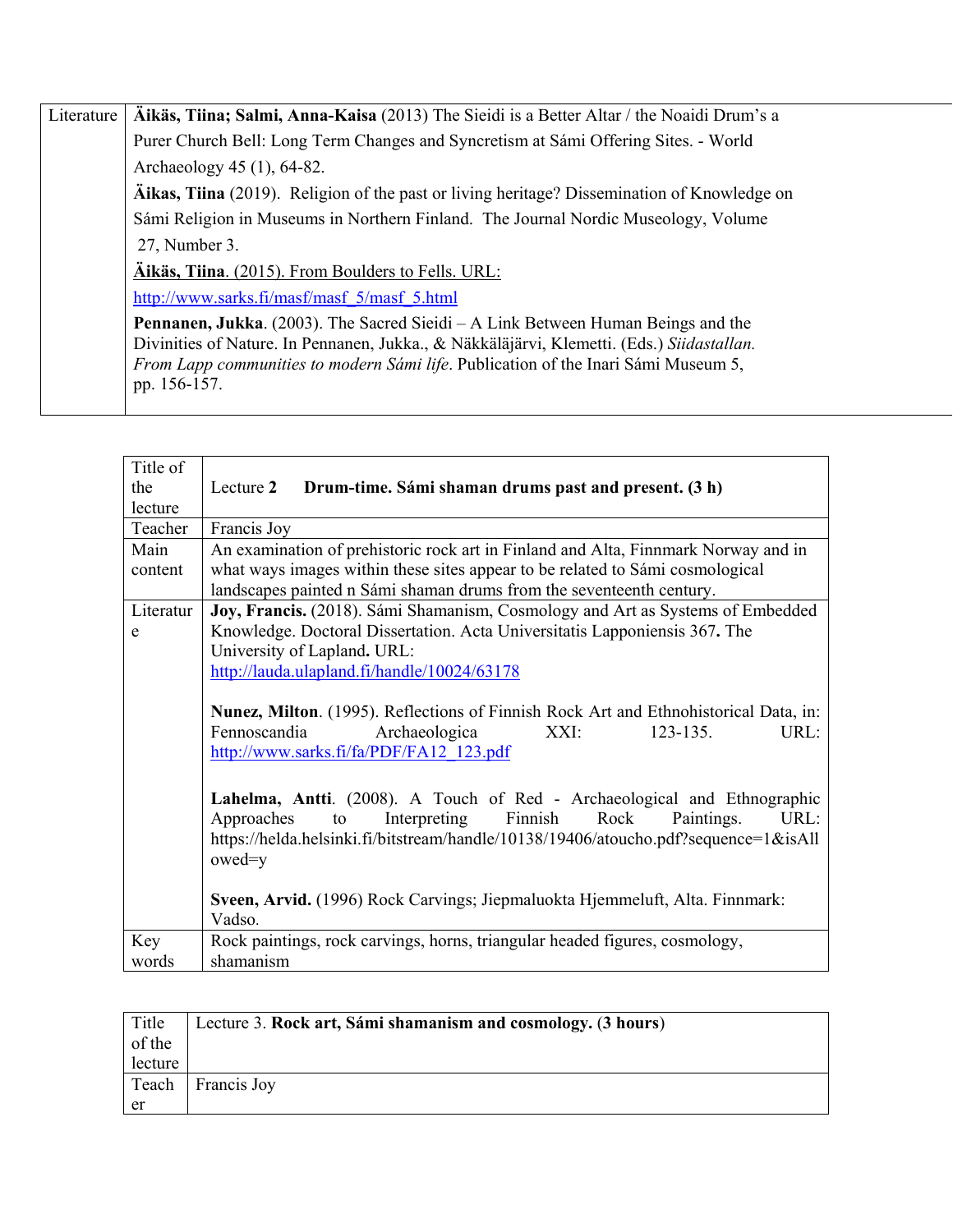| Literature | **Äikäs, Tiina; Salmi, Anna-Kaisa** (2013) The Sieidi is a Better Altar / the Noaidi Drum's a Purer Church Bell: Long Term Changes and Syncretism at Sámi Offering Sites. - World Archaeology 45 (1), 64-82.<br>**Äikas, Tiina** (2019). Religion of the past or living heritage? Dissemination of Knowledge on Sámi Religion in Museums in Northern Finland. The Journal Nordic Museology, Volume 27, Number 3.<br>**Äikäs, Tiina**. (2015). From Boulders to Fells. URL: http://www.sarks.fi/masf/masf_5/masf_5.html<br>**Pennanen, Jukka**. (2003). The Sacred Sieidi – A Link Between Human Beings and the Divinities of Nature. In Pennanen, Jukka., & Näkkäläjärvi, Klemetti. (Eds.) *Siidastallan. From Lapp communities to modern Sámi life*. Publication of the Inari Sámi Museum 5, pp. 156-157. |
|---|---|

| Title of the lecture | Lecture **2** **Drum-time. Sámi shaman drums past and present. (3 h)** |
|---|---|
| Teacher | Francis Joy |
| Main content | An examination of prehistoric rock art in Finland and Alta, Finnmark Norway and in what ways images within these sites appear to be related to Sámi cosmological landscapes painted n Sámi shaman drums from the seventeenth century. |
| Literature | **Joy, Francis.** (2018). Sámi Shamanism, Cosmology and Art as Systems of Embedded Knowledge. Doctoral Dissertation. Acta Universitatis Lapponiensis 367**.** The University of Lapland**.** URL: http://lauda.ulapland.fi/handle/10024/63178<br><br>**Nunez, Milton**. (1995). Reflections of Finnish Rock Art and Ethnohistorical Data, in: Fennoscandia Archaeologica XXI: 123-135. URL: http://www.sarks.fi/fa/PDF/FA12_123.pdf<br><br>**Lahelma, Antti**. (2008). A Touch of Red - Archaeological and Ethnographic Approaches to Interpreting Finnish Rock Paintings. URL: https://helda.helsinki.fi/bitstream/handle/10138/19406/atoucho.pdf?sequence=1&isAllowed=y<br><br>**Sveen, Arvid.** (1996) Rock Carvings; Jiepmaluokta Hjemmeluft, Alta. Finnmark: Vadso. |
| Key words | Rock paintings, rock carvings, horns, triangular headed figures, cosmology, shamanism |

| Title of the lecture | Lecture 3. **Rock art, Sámi shamanism and cosmology. (3 hours)** |
|---|---|
| Teacher | Francis Joy |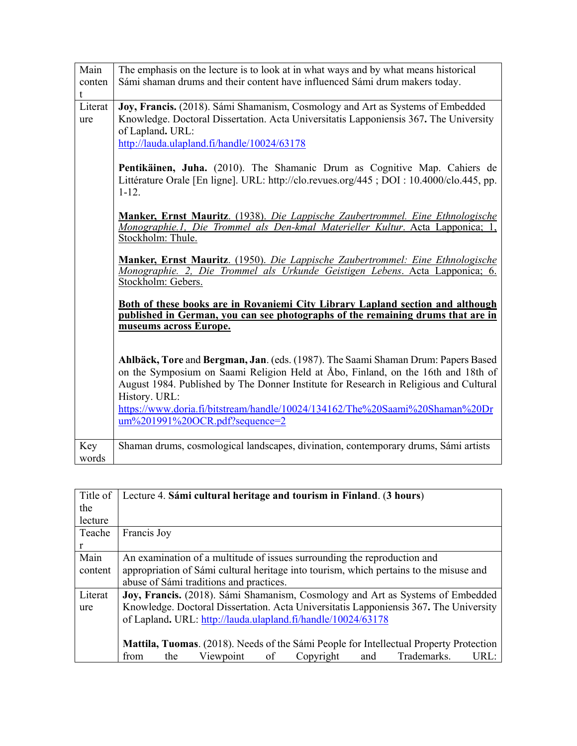| Main content | The emphasis on the lecture is to look at in what ways and by what means historical Sámi shaman drums and their content have influenced Sámi drum makers today. |
|---|---|
| Literature | **Joy, Francis.** (2018). Sámi Shamanism, Cosmology and Art as Systems of Embedded Knowledge. Doctoral Dissertation. Acta Universitatis Lapponiensis 367**.** The University of Lapland**.** URL: http://lauda.ulapland.fi/handle/10024/63178<br><br>**Pentikäinen, Juha.** (2010). The Shamanic Drum as Cognitive Map. Cahiers de Littérature Orale [En ligne]. URL: http://clo.revues.org/445 ; DOI : 10.4000/clo.445, pp. 1-12.<br><br>**Manker, Ernst Mauritz**. (1938). *Die Lappische Zaubertrommel. Eine Ethnologische Monographie.1, Die Trommel als Den-kmal Materieller Kultur*. Acta Lapponica; 1, Stockholm: Thule.<br><br>**Manker, Ernst Mauritz**. (1950). *Die Lappische Zaubertrommel: Eine Ethnologische Monographie. 2, Die Trommel als Urkunde Geistigen Lebens*. Acta Lapponica; 6. Stockholm: Gebers.<br><br>**Both of these books are in Rovaniemi City Library Lapland section and although published in German, you can see photographs of the remaining drums that are in museums across Europe.**<br><br>**Ahlbäck, Tore** and **Bergman, Jan**. (eds. (1987). The Saami Shaman Drum: Papers Based on the Symposium on Saami Religion Held at Åbo, Finland, on the 16th and 18th of August 1984. Published by The Donner Institute for Research in Religious and Cultural History. URL: https://www.doria.fi/bitstream/handle/10024/134162/The%20Saami%20Shaman%20Drum%201991%20OCR.pdf?sequence=2 |
| Key words | Shaman drums, cosmological landscapes, divination, contemporary drums, Sámi artists |

| Title of the lecture | Lecture 4. **Sámi cultural heritage and tourism in Finland**. (**3 hours**) |
|---|---|
| Teacher | Francis Joy |
| Main content | An examination of a multitude of issues surrounding the reproduction and appropriation of Sámi cultural heritage into tourism, which pertains to the misuse and abuse of Sámi traditions and practices. |
| Literature | **Joy, Francis.** (2018). Sámi Shamanism, Cosmology and Art as Systems of Embedded Knowledge. Doctoral Dissertation. Acta Universitatis Lapponiensis 367**.** The University of Lapland**.** URL: http://lauda.ulapland.fi/handle/10024/63178<br><br>**Mattila, Tuomas**. (2018). Needs of the Sámi People for Intellectual Property Protection from the Viewpoint of Copyright and Trademarks. URL: |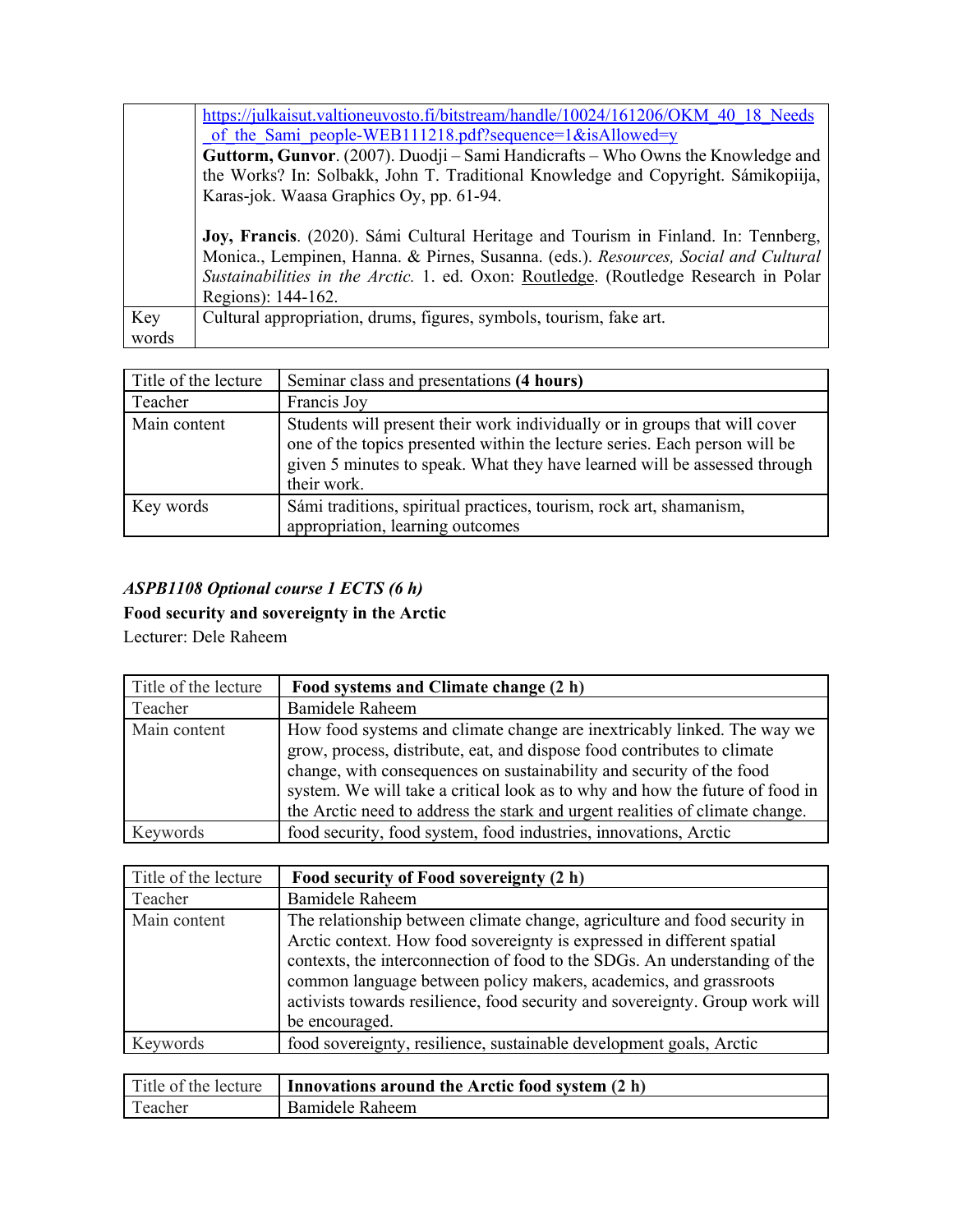| | |
|---|---|
| | https://julkaisut.valtioneuvosto.fi/bitstream/handle/10024/161206/OKM_40_18_Needs_of_the_Sami_people-WEB111218.pdf?sequence=1&isAllowed=y<br>**Guttorm, Gunvor**. (2007). Duodji – Sami Handicrafts – Who Owns the Knowledge and the Works? In: Solbakk, John T. Traditional Knowledge and Copyright. Sámikopiija, Karas-jok. Waasa Graphics Oy, pp. 61-94.<br><br>**Joy, Francis**. (2020). Sámi Cultural Heritage and Tourism in Finland. In: Tennberg, Monica., Lempinen, Hanna. & Pirnes, Susanna. (eds.). *Resources, Social and Cultural Sustainabilities in the Arctic.* 1. ed. Oxon: Routledge. (Routledge Research in Polar Regions): 144-162. |
| Key words | Cultural appropriation, drums, figures, symbols, tourism, fake art. |

| Title of the lecture | Seminar class and presentations **(4 hours)** |
|---|---|
| Teacher | Francis Joy |
| Main content | Students will present their work individually or in groups that will cover one of the topics presented within the lecture series. Each person will be given 5 minutes to speak. What they have learned will be assessed through their work. |
| Key words | Sámi traditions, spiritual practices, tourism, rock art, shamanism, appropriation, learning outcomes |

***ASPB1108 Optional course 1 ECTS (6 h)***

**Food security and sovereignty in the Arctic**

Lecturer: Dele Raheem

| Title of the lecture | **Food systems and Climate change (2 h)** |
|---|---|
| Teacher | Bamidele Raheem |
| Main content | How food systems and climate change are inextricably linked. The way we grow, process, distribute, eat, and dispose food contributes to climate change, with consequences on sustainability and security of the food system. We will take a critical look as to why and how the future of food in the Arctic need to address the stark and urgent realities of climate change. |
| Keywords | food security, food system, food industries, innovations, Arctic |

| Title of the lecture | **Food security of Food sovereignty (2 h)** |
|---|---|
| Teacher | Bamidele Raheem |
| Main content | The relationship between climate change, agriculture and food security in Arctic context. How food sovereignty is expressed in different spatial contexts, the interconnection of food to the SDGs. An understanding of the common language between policy makers, academics, and grassroots activists towards resilience, food security and sovereignty. Group work will be encouraged. |
| Keywords | food sovereignty, resilience, sustainable development goals, Arctic |

| Title of the lecture | **Innovations around the Arctic food system (2 h)** |
|---|---|
| Teacher | Bamidele Raheem |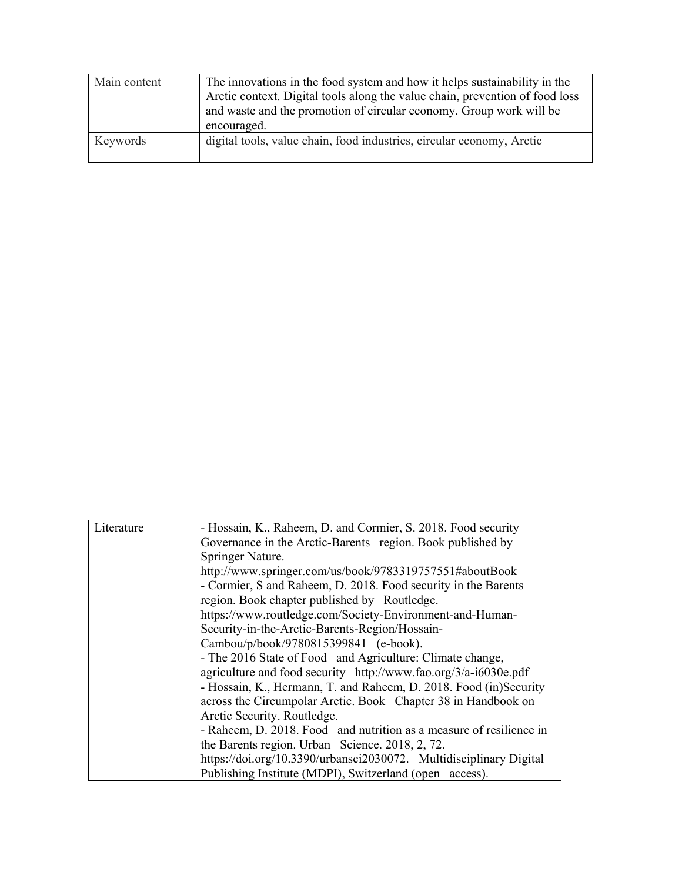| Main content | The innovations in the food system and how it helps sustainability in the Arctic context. Digital tools along the value chain, prevention of food loss and waste and the promotion of circular economy. Group work will be encouraged. |
|---|---|
| Keywords | digital tools, value chain, food industries, circular economy, Arctic |

| Literature | - Hossain, K., Raheem, D. and Cormier, S. 2018. Food security Governance in the Arctic-Barents region. Book published by Springer Nature. http://www.springer.com/us/book/9783319757551#aboutBook<br>- Cormier, S and Raheem, D. 2018. Food security in the Barents region. Book chapter published by Routledge. https://www.routledge.com/Society-Environment-and-Human-Security-in-the-Arctic-Barents-Region/Hossain-Cambou/p/book/9780815399841 (e-book).<br>- The 2016 State of Food and Agriculture: Climate change, agriculture and food security http://www.fao.org/3/a-i6030e.pdf<br>- Hossain, K., Hermann, T. and Raheem, D. 2018. Food (in)Security across the Circumpolar Arctic. Book Chapter 38 in Handbook on Arctic Security. Routledge.<br>- Raheem, D. 2018. Food and nutrition as a measure of resilience in the Barents region. Urban Science. 2018, 2, 72. https://doi.org/10.3390/urbansci2030072. Multidisciplinary Digital Publishing Institute (MDPI), Switzerland (open access). |
|---|---|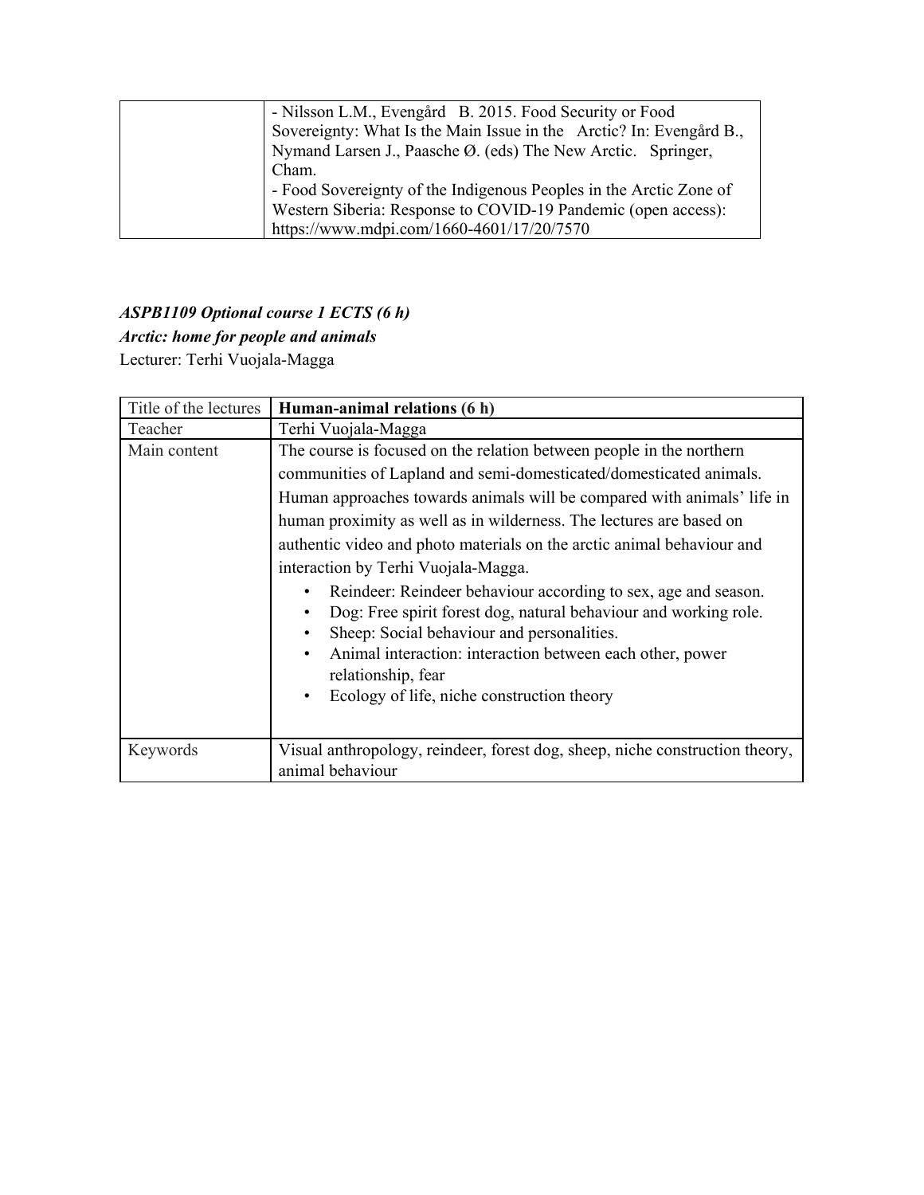|  |  |
|---|---|
|  | - Nilsson L.M., Evengård B. 2015. Food Security or Food Sovereignty: What Is the Main Issue in the Arctic? In: Evengård B., Nymand Larsen J., Paasche Ø. (eds) The New Arctic. Springer, Cham.<br>- Food Sovereignty of the Indigenous Peoples in the Arctic Zone of Western Siberia: Response to COVID-19 Pandemic (open access): https://www.mdpi.com/1660-4601/17/20/7570 |

***ASPB1109 Optional course 1 ECTS (6 h)***

***Arctic: home for people and animals***

Lecturer: Terhi Vuojala-Magga

| Title of the lectures | **Human-animal relations (6 h)** |
|---|---|
| Teacher | Terhi Vuojala-Magga |
| Main content | The course is focused on the relation between people in the northern communities of Lapland and semi-domesticated/domesticated animals. Human approaches towards animals will be compared with animals' life in human proximity as well as in wilderness. The lectures are based on authentic video and photo materials on the arctic animal behaviour and interaction by Terhi Vuojala-Magga.<br>• Reindeer: Reindeer behaviour according to sex, age and season.<br>• Dog: Free spirit forest dog, natural behaviour and working role.<br>• Sheep: Social behaviour and personalities.<br>• Animal interaction: interaction between each other, power relationship, fear<br>• Ecology of life, niche construction theory |
| Keywords | Visual anthropology, reindeer, forest dog, sheep, niche construction theory, animal behaviour |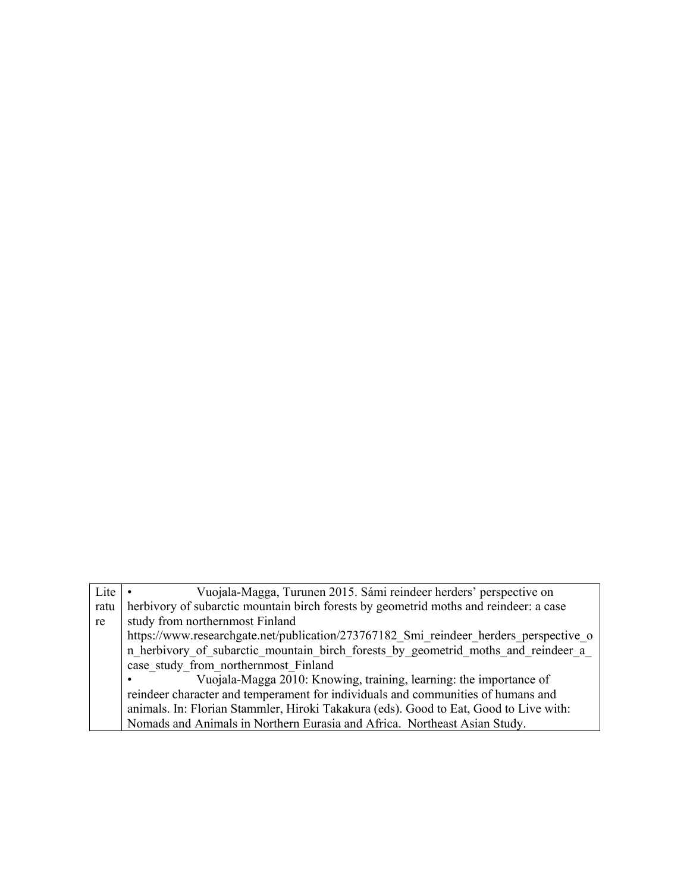| | |
|---|---|
| Literature | • Vuojala-Magga, Turunen 2015. Sámi reindeer herders' perspective on herbivory of subarctic mountain birch forests by geometrid moths and reindeer: a case study from northernmost Finland https://www.researchgate.net/publication/273767182_Smi_reindeer_herders_perspective_on_herbivory_of_subarctic_mountain_birch_forests_by_geometrid_moths_and_reindeer_a_case_study_from_northernmost_Finland<br>• Vuojala-Magga 2010: Knowing, training, learning: the importance of reindeer character and temperament for individuals and communities of humans and animals. In: Florian Stammler, Hiroki Takakura (eds). Good to Eat, Good to Live with: Nomads and Animals in Northern Eurasia and Africa. Northeast Asian Study. |